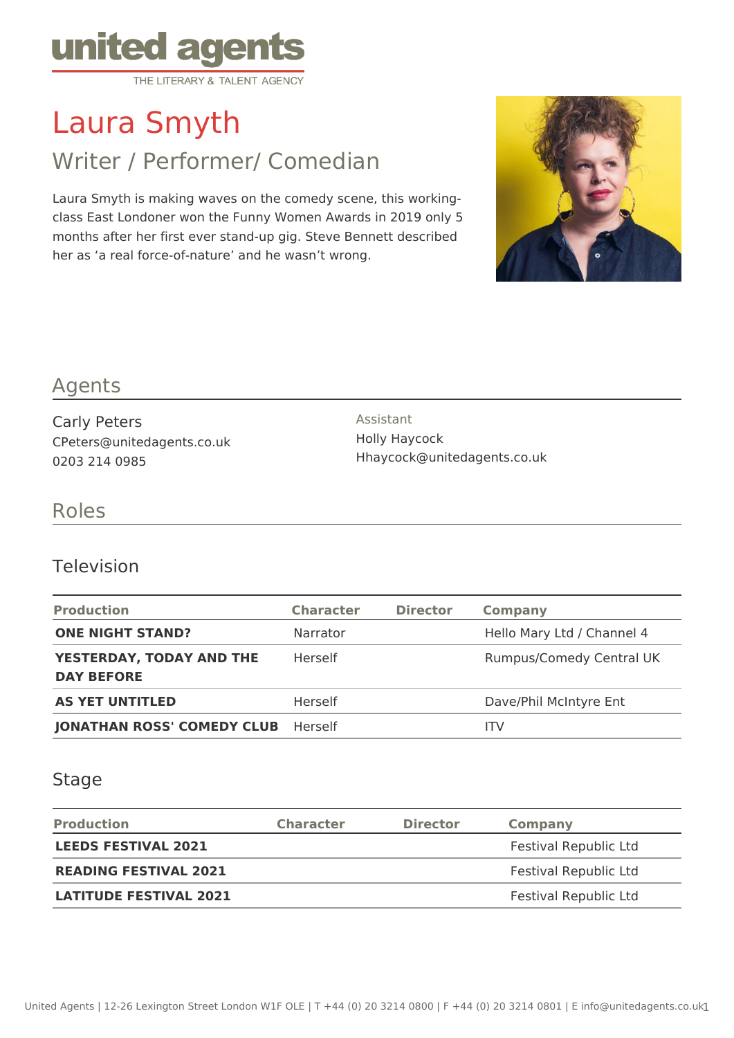united agents
THE LITERARY & TALENT AGENCY

# Laura Smyth

## Writer / Performer/ Comedian

Laura Smyth is making waves on the comedy scene, this working-class East Londoner won the Funny Women Awards in 2019 only 5 months after her first ever stand-up gig. Steve Bennett described her as 'a real force-of-nature' and he wasn't wrong.

## Agents

Carly Peters
CPeters@unitedagents.co.uk
0203 214 0985

Assistant
Holly Haycock
Hhaycock@unitedagents.co.uk

## Roles

### Television

| Production | Character | Director | Company |
| --- | --- | --- | --- |
| **ONE NIGHT STAND?** | Narrator | | Hello Mary Ltd / Channel 4 |
| **YESTERDAY, TODAY AND THE DAY BEFORE** | Herself | | Rumpus/Comedy Central UK |
| **AS YET UNTITLED** | Herself | | Dave/Phil McIntyre Ent |
| **JONATHAN ROSS' COMEDY CLUB** | Herself | | ITV |

### Stage

| Production | Character | Director | Company |
| --- | --- | --- | --- |
| **LEEDS FESTIVAL 2021** | | | Festival Republic Ltd |
| **READING FESTIVAL 2021** | | | Festival Republic Ltd |
| **LATITUDE FESTIVAL 2021** | | | Festival Republic Ltd |

United Agents | 12-26 Lexington Street London W1F OLE | T +44 (0) 20 3214 0800 | F +44 (0) 20 3214 0801 | E info@unitedagents.co.uk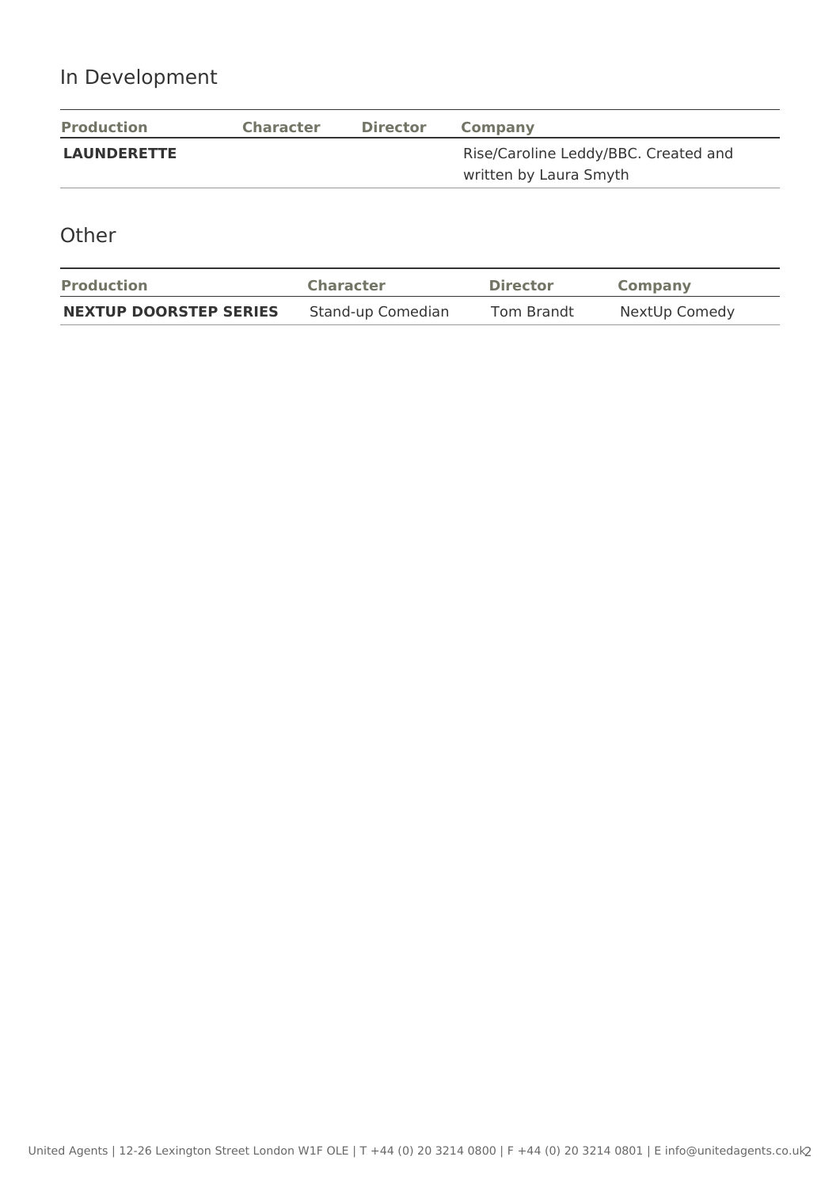## In Development

| Production | Character | Director | Company |
|---|---|---|---|
| **LAUNDERETTE** | | | Rise/Caroline Leddy/BBC. Created and written by Laura Smyth |

## Other

| Production | Character | Director | Company |
|---|---|---|---|
| **NEXTUP DOORSTEP SERIES** | Stand-up Comedian | Tom Brandt | NextUp Comedy |